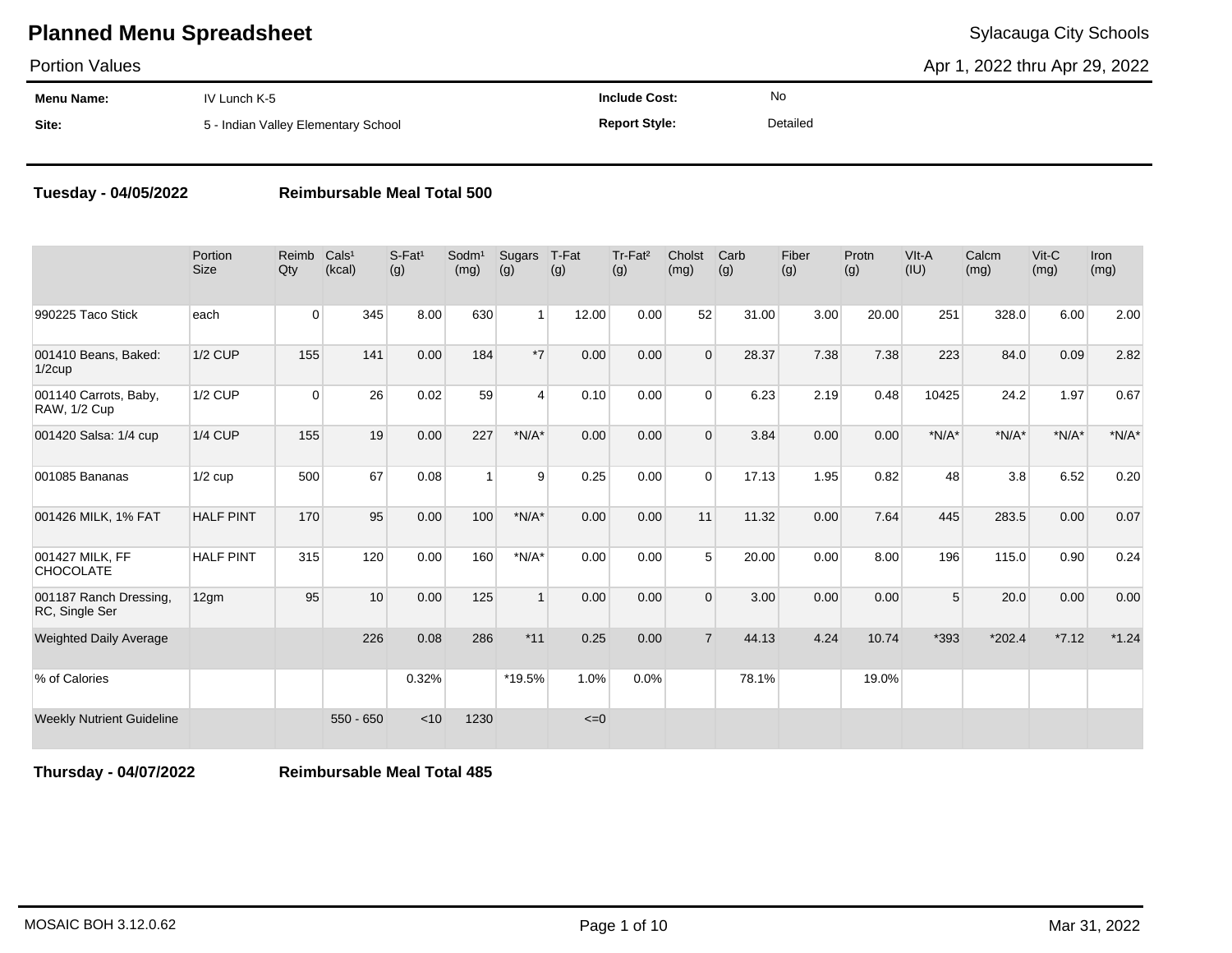# Planned Menu Spreadsheet

Sylacauga City Schools

Portion Values

Apr 1, 2022 thru Apr 29, 2022

| | | | |
|---|---|---|---|
| **Menu Name:** | IV Lunch K-5 | **Include Cost:** | No |
| **Site:** | 5 - Indian Valley Elementary School | **Report Style:** | Detailed |

**Tuesday - 04/05/2022** **Reimbursable Meal Total 500**

| | Portion Size | Reimb Qty | Cals[1] (kcal) | S-Fat[1] (g) | Sodm[1] (mg) | Sugars (g) | T-Fat (g) | Tr-Fat[2] (g) | Cholst (mg) | Carb (g) | Fiber (g) | Protn (g) | Vlt-A (IU) | Calcm (mg) | Vit-C (mg) | Iron (mg) |
|---|---|---|---|---|---|---|---|---|---|---|---|---|---|---|---|---|
| 990225 Taco Stick | each | 0 | 345 | 8.00 | 630 | 1 | 12.00 | 0.00 | 52 | 31.00 | 3.00 | 20.00 | 251 | 328.0 | 6.00 | 2.00 |
| 001410 Beans, Baked: 1/2cup | 1/2 CUP | 155 | 141 | 0.00 | 184 | *7 | 0.00 | 0.00 | 0 | 28.37 | 7.38 | 7.38 | 223 | 84.0 | 0.09 | 2.82 |
| 001140 Carrots, Baby, RAW, 1/2 Cup | 1/2 CUP | 0 | 26 | 0.02 | 59 | 4 | 0.10 | 0.00 | 0 | 6.23 | 2.19 | 0.48 | 10425 | 24.2 | 1.97 | 0.67 |
| 001420 Salsa: 1/4 cup | 1/4 CUP | 155 | 19 | 0.00 | 227 | *N/A* | 0.00 | 0.00 | 0 | 3.84 | 0.00 | 0.00 | *N/A* | *N/A* | *N/A* | *N/A* |
| 001085 Bananas | 1/2 cup | 500 | 67 | 0.08 | 1 | 9 | 0.25 | 0.00 | 0 | 17.13 | 1.95 | 0.82 | 48 | 3.8 | 6.52 | 0.20 |
| 001426 MILK, 1% FAT | HALF PINT | 170 | 95 | 0.00 | 100 | *N/A* | 0.00 | 0.00 | 11 | 11.32 | 0.00 | 7.64 | 445 | 283.5 | 0.00 | 0.07 |
| 001427 MILK, FF CHOCOLATE | HALF PINT | 315 | 120 | 0.00 | 160 | *N/A* | 0.00 | 0.00 | 5 | 20.00 | 0.00 | 8.00 | 196 | 115.0 | 0.90 | 0.24 |
| 001187 Ranch Dressing, RC, Single Ser | 12gm | 95 | 10 | 0.00 | 125 | 1 | 0.00 | 0.00 | 0 | 3.00 | 0.00 | 0.00 | 5 | 20.0 | 0.00 | 0.00 |
| Weighted Daily Average | | | 226 | 0.08 | 286 | *11 | 0.25 | 0.00 | 7 | 44.13 | 4.24 | 10.74 | *393 | *202.4 | *7.12 | *1.24 |
| % of Calories | | | | 0.32% | | *19.5% | 1.0% | 0.0% | | 78.1% | | 19.0% | | | | |
| Weekly Nutrient Guideline | | | 550 - 650 | <10 | 1230 | | <=0 | | | | | | | | | |

**Thursday - 04/07/2022** **Reimbursable Meal Total 485**

MOSAIC BOH 3.12.0.62 Mar 31, 2022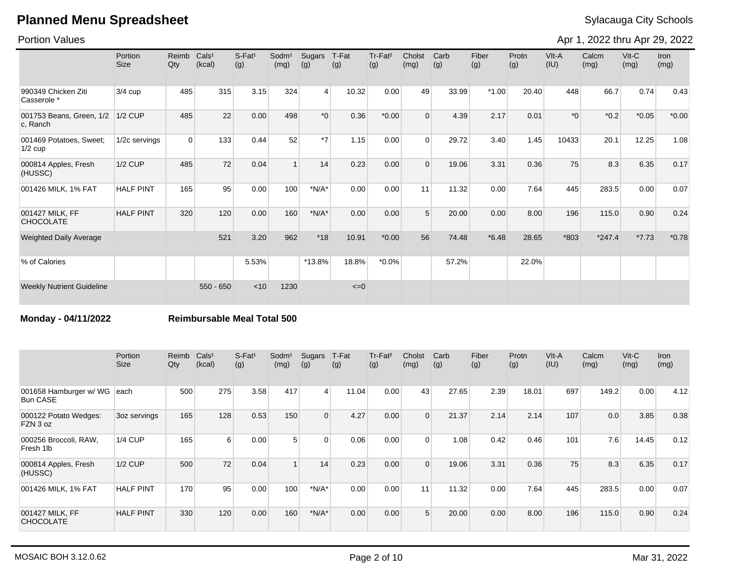# Planned Menu Spreadsheet

Sylacauga City Schools

Portion Values

Apr 1, 2022 thru Apr 29, 2022

| | Portion Size | Reimb Qty | Cals¹ (kcal) | S-Fat¹ (g) | Sodm¹ (mg) | Sugars (g) | T-Fat (g) | Tr-Fat² (g) | Cholst (mg) | Carb (g) | Fiber (g) | Protn (g) | VIt-A (IU) | Calcm (mg) | Vit-C (mg) | Iron (mg) |
|---|---|---|---|---|---|---|---|---|---|---|---|---|---|---|---|---|
| 990349 Chicken Ziti Casserole * | 3/4 cup | 485 | 315 | 3.15 | 324 | 4 | 10.32 | 0.00 | 49 | 33.99 | *1.00 | 20.40 | 448 | 66.7 | 0.74 | 0.43 |
| 001753 Beans, Green, 1/2 c, Ranch | 1/2 CUP | 485 | 22 | 0.00 | 498 | *0 | 0.36 | *0.00 | 0 | 4.39 | 2.17 | 0.01 | *0 | *0.2 | *0.05 | *0.00 |
| 001469 Potatoes, Sweet; 1/2 cup | 1/2c servings | 0 | 133 | 0.44 | 52 | *7 | 1.15 | 0.00 | 0 | 29.72 | 3.40 | 1.45 | 10433 | 20.1 | 12.25 | 1.08 |
| 000814 Apples, Fresh (HUSSC) | 1/2 CUP | 485 | 72 | 0.04 | 1 | 14 | 0.23 | 0.00 | 0 | 19.06 | 3.31 | 0.36 | 75 | 8.3 | 6.35 | 0.17 |
| 001426 MILK, 1% FAT | HALF PINT | 165 | 95 | 0.00 | 100 | *N/A* | 0.00 | 0.00 | 11 | 11.32 | 0.00 | 7.64 | 445 | 283.5 | 0.00 | 0.07 |
| 001427 MILK, FF CHOCOLATE | HALF PINT | 320 | 120 | 0.00 | 160 | *N/A* | 0.00 | 0.00 | 5 | 20.00 | 0.00 | 8.00 | 196 | 115.0 | 0.90 | 0.24 |
| Weighted Daily Average | | | 521 | 3.20 | 962 | *18 | 10.91 | *0.00 | 56 | 74.48 | *6.48 | 28.65 | *803 | *247.4 | *7.73 | *0.78 |
| % of Calories | | | | 5.53% | | *13.8% | 18.8% | *0.0% | | 57.2% | | 22.0% | | | | |
| Weekly Nutrient Guideline | | | 550 - 650 | <10 | 1230 | | <=0 | | | | | | | | | |

**Monday - 04/11/2022** **Reimbursable Meal Total 500**

| | Portion Size | Reimb Qty | Cals¹ (kcal) | S-Fat¹ (g) | Sodm¹ (mg) | Sugars (g) | T-Fat (g) | Tr-Fat² (g) | Cholst (mg) | Carb (g) | Fiber (g) | Protn (g) | VIt-A (IU) | Calcm (mg) | Vit-C (mg) | Iron (mg) |
|---|---|---|---|---|---|---|---|---|---|---|---|---|---|---|---|---|
| 001658 Hamburger w/ WG Bun CASE | each | 500 | 275 | 3.58 | 417 | 4 | 11.04 | 0.00 | 43 | 27.65 | 2.39 | 18.01 | 697 | 149.2 | 0.00 | 4.12 |
| 000122 Potato Wedges: FZN 3 oz | 3oz servings | 165 | 128 | 0.53 | 150 | 0 | 4.27 | 0.00 | 0 | 21.37 | 2.14 | 2.14 | 107 | 0.0 | 3.85 | 0.38 |
| 000256 Broccoli, RAW, Fresh 1lb | 1/4 CUP | 165 | 6 | 0.00 | 5 | 0 | 0.06 | 0.00 | 0 | 1.08 | 0.42 | 0.46 | 101 | 7.6 | 14.45 | 0.12 |
| 000814 Apples, Fresh (HUSSC) | 1/2 CUP | 500 | 72 | 0.04 | 1 | 14 | 0.23 | 0.00 | 0 | 19.06 | 3.31 | 0.36 | 75 | 8.3 | 6.35 | 0.17 |
| 001426 MILK, 1% FAT | HALF PINT | 170 | 95 | 0.00 | 100 | *N/A* | 0.00 | 0.00 | 11 | 11.32 | 0.00 | 7.64 | 445 | 283.5 | 0.00 | 0.07 |
| 001427 MILK, FF CHOCOLATE | HALF PINT | 330 | 120 | 0.00 | 160 | *N/A* | 0.00 | 0.00 | 5 | 20.00 | 0.00 | 8.00 | 196 | 115.0 | 0.90 | 0.24 |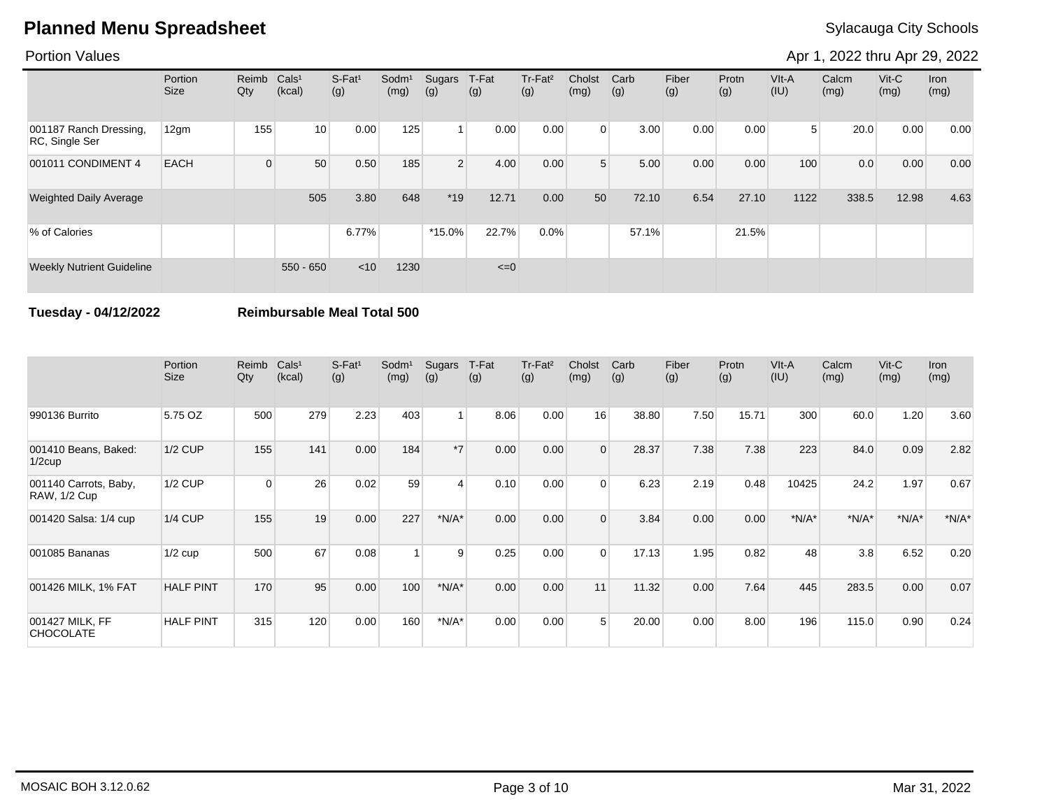# Planned Menu Spreadsheet

Sylacauga City Schools

Portion Values

Apr 1, 2022 thru Apr 29, 2022

| | Portion Size | Reimb Qty | Cals¹ (kcal) | S-Fat¹ (g) | Sodm¹ (mg) | Sugars (g) | T-Fat (g) | Tr-Fat² (g) | Cholst (mg) | Carb (g) | Fiber (g) | Protn (g) | VIt-A (IU) | Calcm (mg) | Vit-C (mg) | Iron (mg) |
|---|---|---|---|---|---|---|---|---|---|---|---|---|---|---|---|---|
| 001187 Ranch Dressing, RC, Single Ser | 12gm | 155 | 10 | 0.00 | 125 | 1 | 0.00 | 0.00 | 0 | 3.00 | 0.00 | 0.00 | 5 | 20.0 | 0.00 | 0.00 |
| 001011 CONDIMENT 4 | EACH | 0 | 50 | 0.50 | 185 | 2 | 4.00 | 0.00 | 5 | 5.00 | 0.00 | 0.00 | 100 | 0.0 | 0.00 | 0.00 |
| Weighted Daily Average | | | 505 | 3.80 | 648 | *19 | 12.71 | 0.00 | 50 | 72.10 | 6.54 | 27.10 | 1122 | 338.5 | 12.98 | 4.63 |
| % of Calories | | | | 6.77% | | *15.0% | 22.7% | 0.0% | | 57.1% | | 21.5% | | | | |
| Weekly Nutrient Guideline | | | 550 - 650 | <10 | 1230 | | <=0 | | | | | | | | | |

**Tuesday - 04/12/2022** **Reimbursable Meal Total 500**

| | Portion Size | Reimb Qty | Cals¹ (kcal) | S-Fat¹ (g) | Sodm¹ (mg) | Sugars (g) | T-Fat (g) | Tr-Fat² (g) | Cholst (mg) | Carb (g) | Fiber (g) | Protn (g) | VIt-A (IU) | Calcm (mg) | Vit-C (mg) | Iron (mg) |
|---|---|---|---|---|---|---|---|---|---|---|---|---|---|---|---|---|
| 990136 Burrito | 5.75 OZ | 500 | 279 | 2.23 | 403 | 1 | 8.06 | 0.00 | 16 | 38.80 | 7.50 | 15.71 | 300 | 60.0 | 1.20 | 3.60 |
| 001410 Beans, Baked: 1/2cup | 1/2 CUP | 155 | 141 | 0.00 | 184 | *7 | 0.00 | 0.00 | 0 | 28.37 | 7.38 | 7.38 | 223 | 84.0 | 0.09 | 2.82 |
| 001140 Carrots, Baby, RAW, 1/2 Cup | 1/2 CUP | 0 | 26 | 0.02 | 59 | 4 | 0.10 | 0.00 | 0 | 6.23 | 2.19 | 0.48 | 10425 | 24.2 | 1.97 | 0.67 |
| 001420 Salsa: 1/4 cup | 1/4 CUP | 155 | 19 | 0.00 | 227 | *N/A* | 0.00 | 0.00 | 0 | 3.84 | 0.00 | 0.00 | *N/A* | *N/A* | *N/A* | *N/A* |
| 001085 Bananas | 1/2 cup | 500 | 67 | 0.08 | 1 | 9 | 0.25 | 0.00 | 0 | 17.13 | 1.95 | 0.82 | 48 | 3.8 | 6.52 | 0.20 |
| 001426 MILK, 1% FAT | HALF PINT | 170 | 95 | 0.00 | 100 | *N/A* | 0.00 | 0.00 | 11 | 11.32 | 0.00 | 7.64 | 445 | 283.5 | 0.00 | 0.07 |
| 001427 MILK, FF CHOCOLATE | HALF PINT | 315 | 120 | 0.00 | 160 | *N/A* | 0.00 | 0.00 | 5 | 20.00 | 0.00 | 8.00 | 196 | 115.0 | 0.90 | 0.24 |

MOSAIC BOH 3.12.0.62

Mar 31, 2022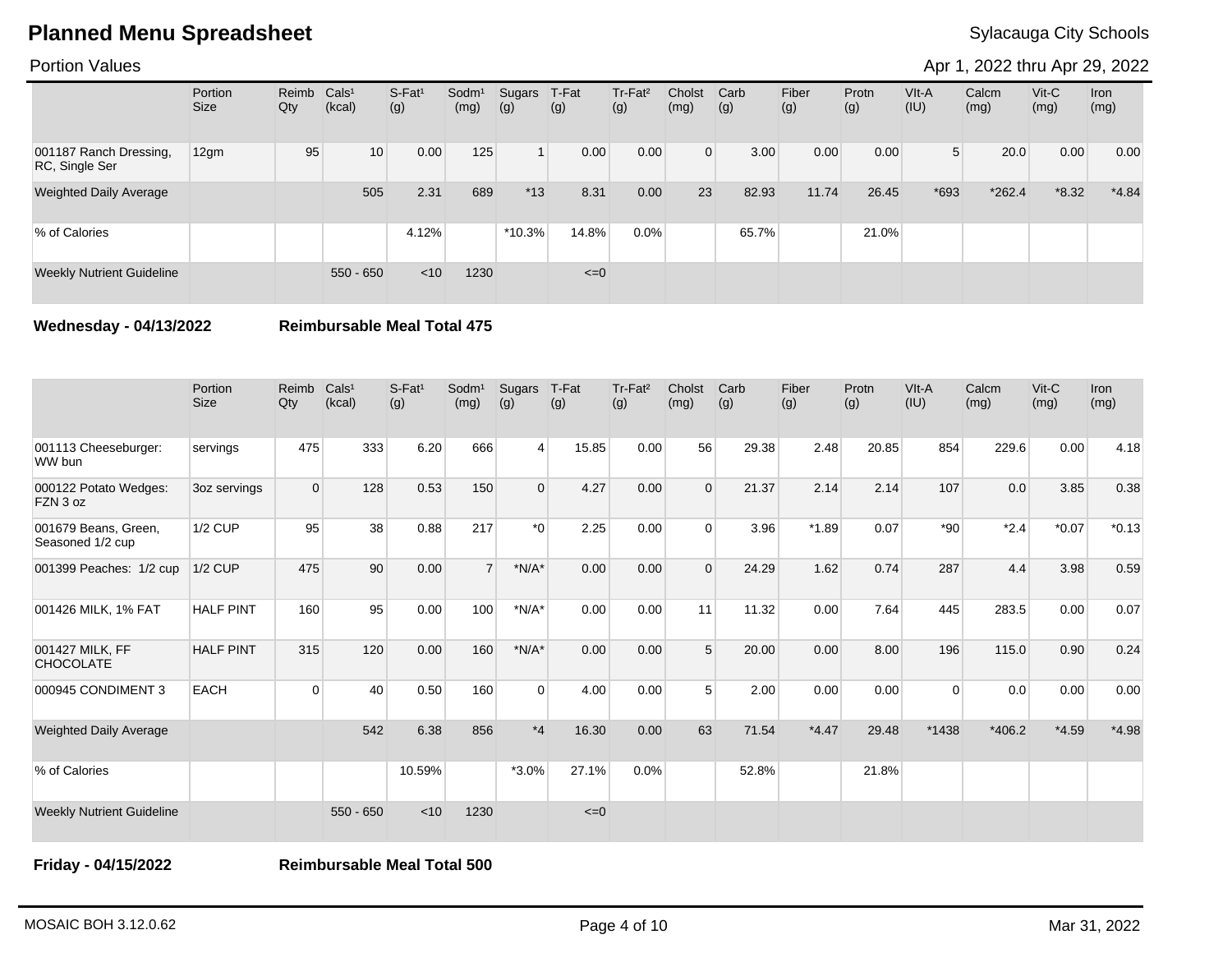# Planned Menu Spreadsheet

Sylacauga City Schools

Portion Values

Apr 1, 2022 thru Apr 29, 2022

| | Portion Size | Reimb Qty | Cals¹ (kcal) | S-Fat¹ (g) | Sodm¹ (mg) | Sugars (g) | T-Fat (g) | Tr-Fat² (g) | Cholst (mg) | Carb (g) | Fiber (g) | Protn (g) | Vlt-A (IU) | Calcm (mg) | Vit-C (mg) | Iron (mg) |
|---|---|---|---|---|---|---|---|---|---|---|---|---|---|---|---|---|
| 001187 Ranch Dressing, RC, Single Ser | 12gm | 95 | 10 | 0.00 | 125 | 1 | 0.00 | 0.00 | 0 | 3.00 | 0.00 | 0.00 | 5 | 20.0 | 0.00 | 0.00 |
| Weighted Daily Average | | | 505 | 2.31 | 689 | *13 | 8.31 | 0.00 | 23 | 82.93 | 11.74 | 26.45 | *693 | *262.4 | *8.32 | *4.84 |
| % of Calories | | | | 4.12% | | *10.3% | 14.8% | 0.0% | | 65.7% | | 21.0% | | | | |
| Weekly Nutrient Guideline | | | 550 - 650 | <10 | 1230 | | <=0 | | | | | | | | | |

**Wednesday - 04/13/2022** **Reimbursable Meal Total 475**

| | Portion Size | Reimb Qty | Cals¹ (kcal) | S-Fat¹ (g) | Sodm¹ (mg) | Sugars (g) | T-Fat (g) | Tr-Fat² (g) | Cholst (mg) | Carb (g) | Fiber (g) | Protn (g) | Vlt-A (IU) | Calcm (mg) | Vit-C (mg) | Iron (mg) |
|---|---|---|---|---|---|---|---|---|---|---|---|---|---|---|---|---|
| 001113 Cheeseburger: WW bun | servings | 475 | 333 | 6.20 | 666 | 4 | 15.85 | 0.00 | 56 | 29.38 | 2.48 | 20.85 | 854 | 229.6 | 0.00 | 4.18 |
| 000122 Potato Wedges: FZN 3 oz | 3oz servings | 0 | 128 | 0.53 | 150 | 0 | 4.27 | 0.00 | 0 | 21.37 | 2.14 | 2.14 | 107 | 0.0 | 3.85 | 0.38 |
| 001679 Beans, Green, Seasoned 1/2 cup | 1/2 CUP | 95 | 38 | 0.88 | 217 | *0 | 2.25 | 0.00 | 0 | 3.96 | *1.89 | 0.07 | *90 | *2.4 | *0.07 | *0.13 |
| 001399 Peaches: 1/2 cup | 1/2 CUP | 475 | 90 | 0.00 | 7 | *N/A* | 0.00 | 0.00 | 0 | 24.29 | 1.62 | 0.74 | 287 | 4.4 | 3.98 | 0.59 |
| 001426 MILK, 1% FAT | HALF PINT | 160 | 95 | 0.00 | 100 | *N/A* | 0.00 | 0.00 | 11 | 11.32 | 0.00 | 7.64 | 445 | 283.5 | 0.00 | 0.07 |
| 001427 MILK, FF CHOCOLATE | HALF PINT | 315 | 120 | 0.00 | 160 | *N/A* | 0.00 | 0.00 | 5 | 20.00 | 0.00 | 8.00 | 196 | 115.0 | 0.90 | 0.24 |
| 000945 CONDIMENT 3 | EACH | 0 | 40 | 0.50 | 160 | 0 | 4.00 | 0.00 | 5 | 2.00 | 0.00 | 0.00 | 0 | 0.0 | 0.00 | 0.00 |
| Weighted Daily Average | | | 542 | 6.38 | 856 | *4 | 16.30 | 0.00 | 63 | 71.54 | *4.47 | 29.48 | *1438 | *406.2 | *4.59 | *4.98 |
| % of Calories | | | | 10.59% | | *3.0% | 27.1% | 0.0% | | 52.8% | | 21.8% | | | | |
| Weekly Nutrient Guideline | | | 550 - 650 | <10 | 1230 | | <=0 | | | | | | | | | |

**Friday - 04/15/2022** **Reimbursable Meal Total 500**

MOSAIC BOH 3.12.0.62 Mar 31, 2022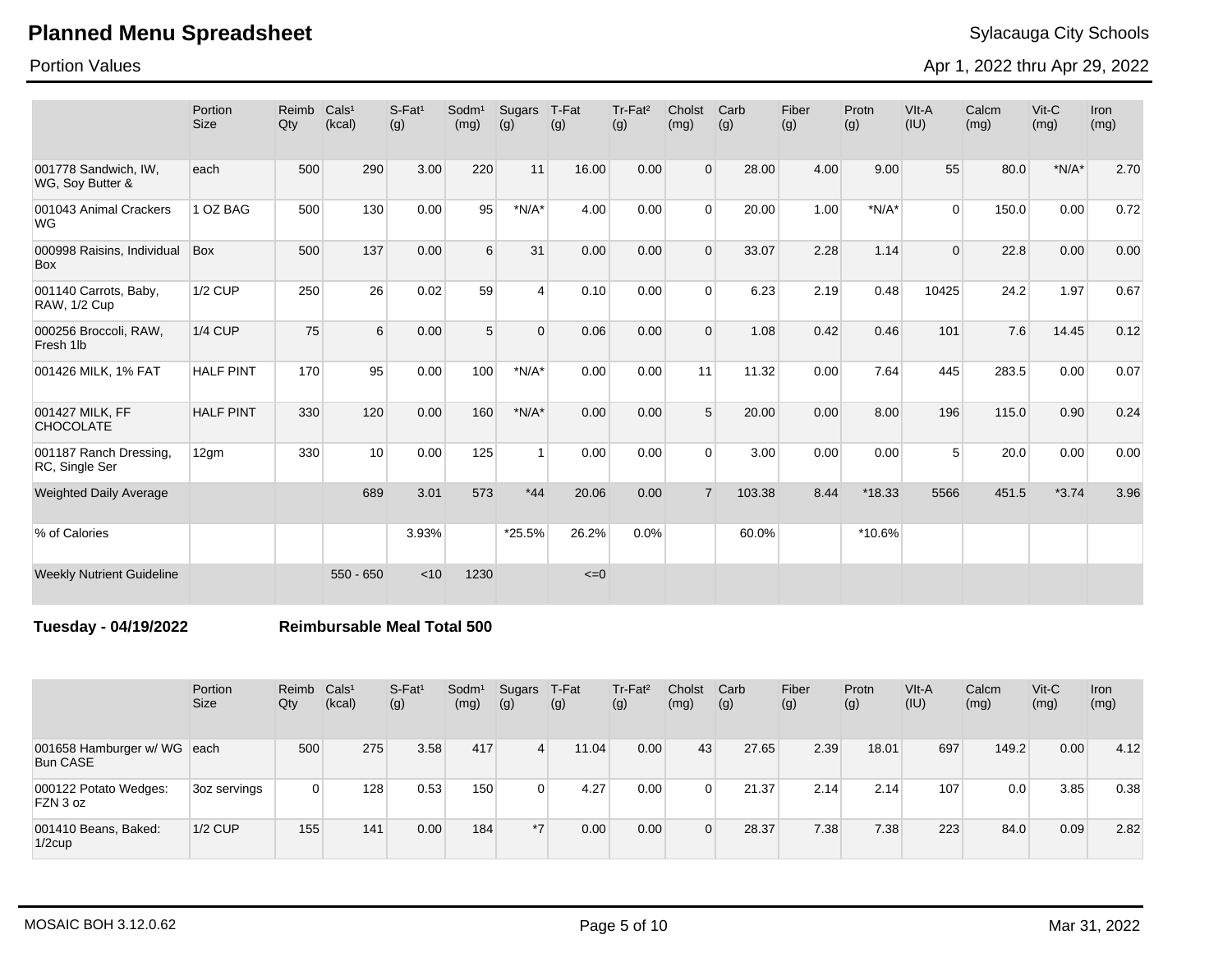|  | Portion Size | Reimb Qty | Cals¹ (kcal) | S-Fat¹ (g) | Sodm¹ (mg) | Sugars (g) | T-Fat (g) | Tr-Fat² (g) | Cholst (mg) | Carb (g) | Fiber (g) | Protn (g) | VIt-A (IU) | Calcm (mg) | Vit-C (mg) | Iron (mg) |
|---|---|---|---|---|---|---|---|---|---|---|---|---|---|---|---|---|
| 001778 Sandwich, IW, WG, Soy Butter & | each | 500 | 290 | 3.00 | 220 | 11 | 16.00 | 0.00 | 0 | 28.00 | 4.00 | 9.00 | 55 | 80.0 | *N/A* | 2.70 |
| 001043 Animal Crackers WG | 1 OZ BAG | 500 | 130 | 0.00 | 95 | *N/A* | 4.00 | 0.00 | 0 | 20.00 | 1.00 | *N/A* | 0 | 150.0 | 0.00 | 0.72 |
| 000998 Raisins, Individual Box | Box | 500 | 137 | 0.00 | 6 | 31 | 0.00 | 0.00 | 0 | 33.07 | 2.28 | 1.14 | 0 | 22.8 | 0.00 | 0.00 |
| 001140 Carrots, Baby, RAW, 1/2 Cup | 1/2 CUP | 250 | 26 | 0.02 | 59 | 4 | 0.10 | 0.00 | 0 | 6.23 | 2.19 | 0.48 | 10425 | 24.2 | 1.97 | 0.67 |
| 000256 Broccoli, RAW, Fresh 1lb | 1/4 CUP | 75 | 6 | 0.00 | 5 | 0 | 0.06 | 0.00 | 0 | 1.08 | 0.42 | 0.46 | 101 | 7.6 | 14.45 | 0.12 |
| 001426 MILK, 1% FAT | HALF PINT | 170 | 95 | 0.00 | 100 | *N/A* | 0.00 | 0.00 | 11 | 11.32 | 0.00 | 7.64 | 445 | 283.5 | 0.00 | 0.07 |
| 001427 MILK, FF CHOCOLATE | HALF PINT | 330 | 120 | 0.00 | 160 | *N/A* | 0.00 | 0.00 | 5 | 20.00 | 0.00 | 8.00 | 196 | 115.0 | 0.90 | 0.24 |
| 001187 Ranch Dressing, RC, Single Ser | 12gm | 330 | 10 | 0.00 | 125 | 1 | 0.00 | 0.00 | 0 | 3.00 | 0.00 | 0.00 | 5 | 20.0 | 0.00 | 0.00 |
| Weighted Daily Average |  |  | 689 | 3.01 | 573 | *44 | 20.06 | 0.00 | 7 | 103.38 | 8.44 | *18.33 | 5566 | 451.5 | *3.74 | 3.96 |
| % of Calories |  |  |  | 3.93% |  | *25.5% | 26.2% | 0.0% |  | 60.0% |  | *10.6% |  |  |  |  |
| Weekly Nutrient Guideline |  |  | 550 - 650 | <10 | 1230 |  | <=0 |  |  |  |  |  |  |  |  |  |

**Tuesday - 04/19/2022** **Reimbursable Meal Total 500**

|  | Portion Size | Reimb Qty | Cals¹ (kcal) | S-Fat¹ (g) | Sodm¹ (mg) | Sugars (g) | T-Fat (g) | Tr-Fat² (g) | Cholst (mg) | Carb (g) | Fiber (g) | Protn (g) | VIt-A (IU) | Calcm (mg) | Vit-C (mg) | Iron (mg) |
|---|---|---|---|---|---|---|---|---|---|---|---|---|---|---|---|---|
| 001658 Hamburger w/ WG Bun CASE | each | 500 | 275 | 3.58 | 417 | 4 | 11.04 | 0.00 | 43 | 27.65 | 2.39 | 18.01 | 697 | 149.2 | 0.00 | 4.12 |
| 000122 Potato Wedges: FZN 3 oz | 3oz servings | 0 | 128 | 0.53 | 150 | 0 | 4.27 | 0.00 | 0 | 21.37 | 2.14 | 2.14 | 107 | 0.0 | 3.85 | 0.38 |
| 001410 Beans, Baked: 1/2cup | 1/2 CUP | 155 | 141 | 0.00 | 184 | *7 | 0.00 | 0.00 | 0 | 28.37 | 7.38 | 7.38 | 223 | 84.0 | 0.09 | 2.82 |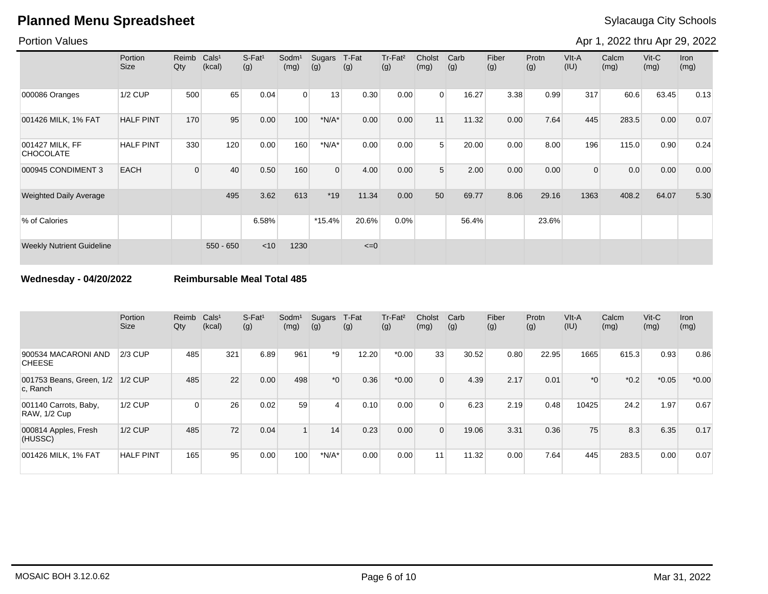# Planned Menu Spreadsheet

Sylacauga City Schools

Portion Values

Apr 1, 2022 thru Apr 29, 2022

| | Portion Size | Reimb Qty | Cals¹ (kcal) | S-Fat¹ (g) | Sodm¹ (mg) | Sugars (g) | T-Fat (g) | Tr-Fat² (g) | Cholst (mg) | Carb (g) | Fiber (g) | Protn (g) | VIt-A (IU) | Calcm (mg) | Vit-C (mg) | Iron (mg) |
|---|---|---|---|---|---|---|---|---|---|---|---|---|---|---|---|---|
| 000086 Oranges | 1/2 CUP | 500 | 65 | 0.04 | 0 | 13 | 0.30 | 0.00 | 0 | 16.27 | 3.38 | 0.99 | 317 | 60.6 | 63.45 | 0.13 |
| 001426 MILK, 1% FAT | HALF PINT | 170 | 95 | 0.00 | 100 | *N/A* | 0.00 | 0.00 | 11 | 11.32 | 0.00 | 7.64 | 445 | 283.5 | 0.00 | 0.07 |
| 001427 MILK, FF CHOCOLATE | HALF PINT | 330 | 120 | 0.00 | 160 | *N/A* | 0.00 | 0.00 | 5 | 20.00 | 0.00 | 8.00 | 196 | 115.0 | 0.90 | 0.24 |
| 000945 CONDIMENT 3 | EACH | 0 | 40 | 0.50 | 160 | 0 | 4.00 | 0.00 | 5 | 2.00 | 0.00 | 0.00 | 0 | 0.0 | 0.00 | 0.00 |
| Weighted Daily Average | | | 495 | 3.62 | 613 | *19 | 11.34 | 0.00 | 50 | 69.77 | 8.06 | 29.16 | 1363 | 408.2 | 64.07 | 5.30 |
| % of Calories | | | | 6.58% | | *15.4% | 20.6% | 0.0% | | 56.4% | | 23.6% | | | | |
| Weekly Nutrient Guideline | | | 550 - 650 | <10 | 1230 | | <=0 | | | | | | | | | |

**Wednesday - 04/20/2022** **Reimbursable Meal Total 485**

| | Portion Size | Reimb Qty | Cals¹ (kcal) | S-Fat¹ (g) | Sodm¹ (mg) | Sugars (g) | T-Fat (g) | Tr-Fat² (g) | Cholst (mg) | Carb (g) | Fiber (g) | Protn (g) | VIt-A (IU) | Calcm (mg) | Vit-C (mg) | Iron (mg) |
|---|---|---|---|---|---|---|---|---|---|---|---|---|---|---|---|---|
| 900534 MACARONI AND CHEESE | 2/3 CUP | 485 | 321 | 6.89 | 961 | *9 | 12.20 | *0.00 | 33 | 30.52 | 0.80 | 22.95 | 1665 | 615.3 | 0.93 | 0.86 |
| 001753 Beans, Green, 1/2 c, Ranch | 1/2 CUP | 485 | 22 | 0.00 | 498 | *0 | 0.36 | *0.00 | 0 | 4.39 | 2.17 | 0.01 | *0 | *0.2 | *0.05 | *0.00 |
| 001140 Carrots, Baby, RAW, 1/2 Cup | 1/2 CUP | 0 | 26 | 0.02 | 59 | 4 | 0.10 | 0.00 | 0 | 6.23 | 2.19 | 0.48 | 10425 | 24.2 | 1.97 | 0.67 |
| 000814 Apples, Fresh (HUSSC) | 1/2 CUP | 485 | 72 | 0.04 | 1 | 14 | 0.23 | 0.00 | 0 | 19.06 | 3.31 | 0.36 | 75 | 8.3 | 6.35 | 0.17 |
| 001426 MILK, 1% FAT | HALF PINT | 165 | 95 | 0.00 | 100 | *N/A* | 0.00 | 0.00 | 11 | 11.32 | 0.00 | 7.64 | 445 | 283.5 | 0.00 | 0.07 |

MOSAIC BOH 3.12.0.62 Mar 31, 2022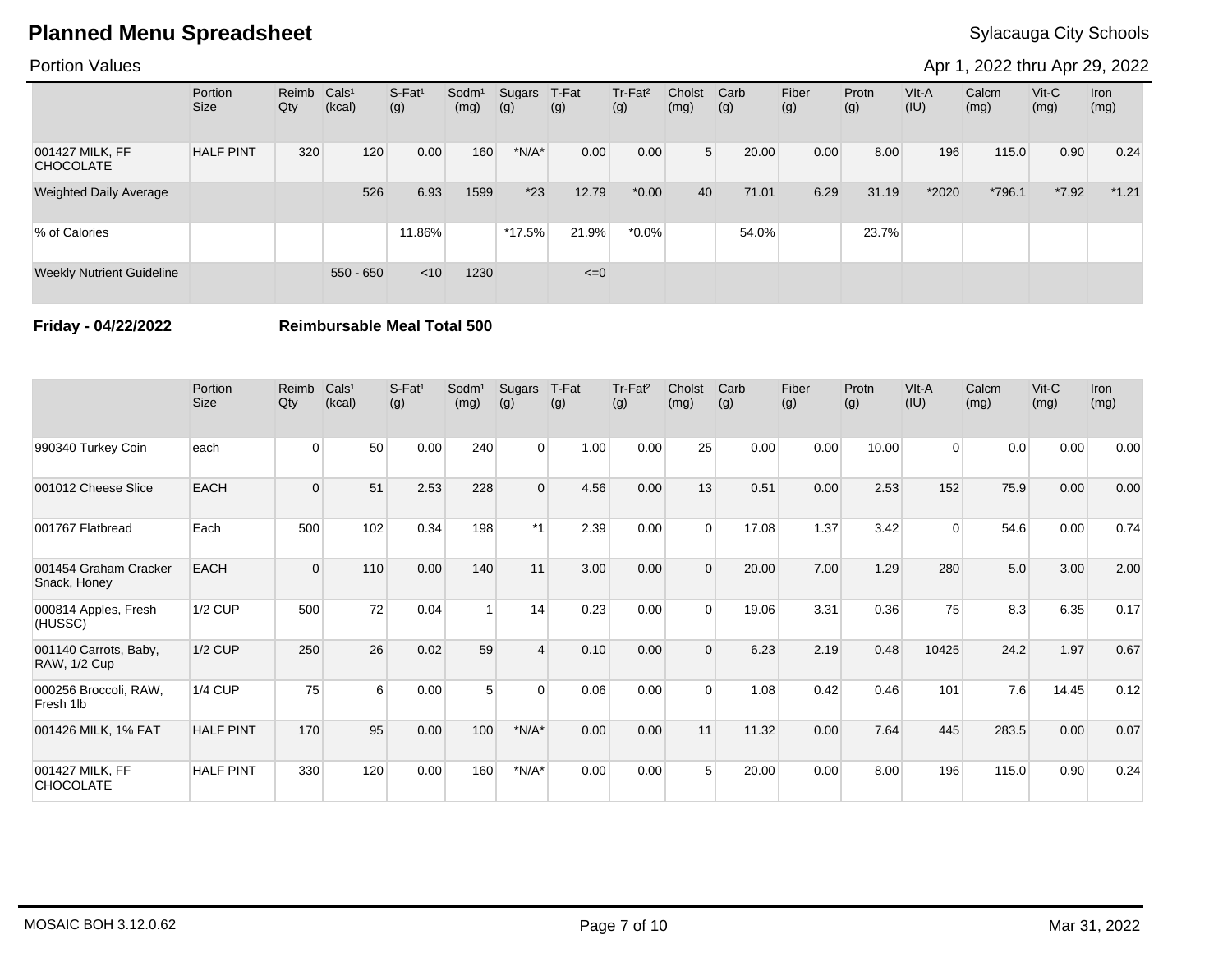# Planned Menu Spreadsheet

Sylacauga City Schools

Portion Values

Apr 1, 2022 thru Apr 29, 2022

| | Portion Size | Reimb Qty | Cals[1] (kcal) | S-Fat[1] (g) | Sodm[1] (mg) | Sugars (g) | T-Fat (g) | Tr-Fat[2] (g) | Cholst (mg) | Carb (g) | Fiber (g) | Protn (g) | VIt-A (IU) | Calcm (mg) | Vit-C (mg) | Iron (mg) |
|---|---|---|---|---|---|---|---|---|---|---|---|---|---|---|---|---|
| 001427 MILK, FF CHOCOLATE | HALF PINT | 320 | 120 | 0.00 | 160 | *N/A* | 0.00 | 0.00 | 5 | 20.00 | 0.00 | 8.00 | 196 | 115.0 | 0.90 | 0.24 |
| Weighted Daily Average | | | 526 | 6.93 | 1599 | *23 | 12.79 | *0.00 | 40 | 71.01 | 6.29 | 31.19 | *2020 | *796.1 | *7.92 | *1.21 |
| % of Calories | | | | 11.86% | | *17.5% | 21.9% | *0.0% | | 54.0% | | 23.7% | | | | |
| Weekly Nutrient Guideline | | | 550 - 650 | <10 | 1230 | | <=0 | | | | | | | | | |

**Friday - 04/22/2022** **Reimbursable Meal Total 500**

| | Portion Size | Reimb Qty | Cals[1] (kcal) | S-Fat[1] (g) | Sodm[1] (mg) | Sugars (g) | T-Fat (g) | Tr-Fat[2] (g) | Cholst (mg) | Carb (g) | Fiber (g) | Protn (g) | VIt-A (IU) | Calcm (mg) | Vit-C (mg) | Iron (mg) |
|---|---|---|---|---|---|---|---|---|---|---|---|---|---|---|---|---|
| 990340 Turkey Coin | each | 0 | 50 | 0.00 | 240 | 0 | 1.00 | 0.00 | 25 | 0.00 | 0.00 | 10.00 | 0 | 0.0 | 0.00 | 0.00 |
| 001012 Cheese Slice | EACH | 0 | 51 | 2.53 | 228 | 0 | 4.56 | 0.00 | 13 | 0.51 | 0.00 | 2.53 | 152 | 75.9 | 0.00 | 0.00 |
| 001767 Flatbread | Each | 500 | 102 | 0.34 | 198 | *1 | 2.39 | 0.00 | 0 | 17.08 | 1.37 | 3.42 | 0 | 54.6 | 0.00 | 0.74 |
| 001454 Graham Cracker Snack, Honey | EACH | 0 | 110 | 0.00 | 140 | 11 | 3.00 | 0.00 | 0 | 20.00 | 7.00 | 1.29 | 280 | 5.0 | 3.00 | 2.00 |
| 000814 Apples, Fresh (HUSSC) | 1/2 CUP | 500 | 72 | 0.04 | 1 | 14 | 0.23 | 0.00 | 0 | 19.06 | 3.31 | 0.36 | 75 | 8.3 | 6.35 | 0.17 |
| 001140 Carrots, Baby, RAW, 1/2 Cup | 1/2 CUP | 250 | 26 | 0.02 | 59 | 4 | 0.10 | 0.00 | 0 | 6.23 | 2.19 | 0.48 | 10425 | 24.2 | 1.97 | 0.67 |
| 000256 Broccoli, RAW, Fresh 1lb | 1/4 CUP | 75 | 6 | 0.00 | 5 | 0 | 0.06 | 0.00 | 0 | 1.08 | 0.42 | 0.46 | 101 | 7.6 | 14.45 | 0.12 |
| 001426 MILK, 1% FAT | HALF PINT | 170 | 95 | 0.00 | 100 | *N/A* | 0.00 | 0.00 | 11 | 11.32 | 0.00 | 7.64 | 445 | 283.5 | 0.00 | 0.07 |
| 001427 MILK, FF CHOCOLATE | HALF PINT | 330 | 120 | 0.00 | 160 | *N/A* | 0.00 | 0.00 | 5 | 20.00 | 0.00 | 8.00 | 196 | 115.0 | 0.90 | 0.24 |

MOSAIC BOH 3.12.0.62 Mar 31, 2022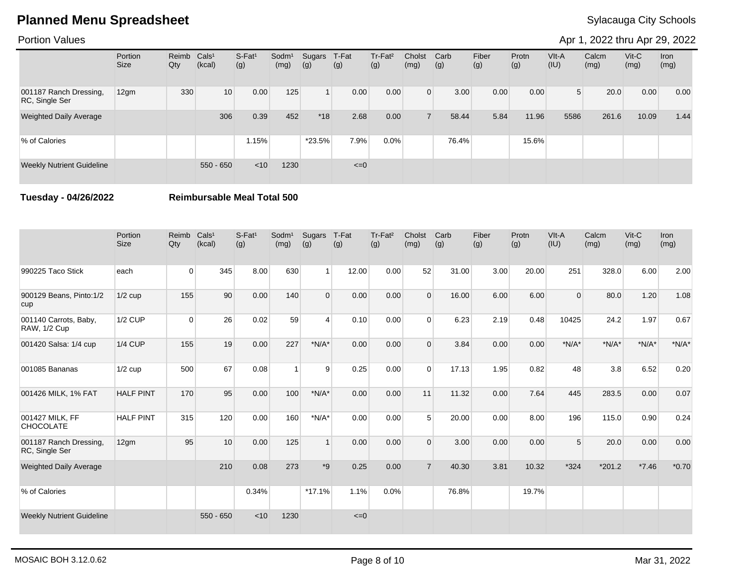# Planned Menu Spreadsheet

Sylacauga City Schools

Portion Values

Apr 1, 2022 thru Apr 29, 2022

| | Portion Size | Reimb Qty | Cals[1] (kcal) | S-Fat[1] (g) | Sodm[1] (mg) | Sugars (g) | T-Fat (g) | Tr-Fat[2] (g) | Cholst (mg) | Carb (g) | Fiber (g) | Protn (g) | VIt-A (IU) | Calcm (mg) | Vit-C (mg) | Iron (mg) |
|---|---|---|---|---|---|---|---|---|---|---|---|---|---|---|---|---|
| 001187 Ranch Dressing, RC, Single Ser | 12gm | 330 | 10 | 0.00 | 125 | 1 | 0.00 | 0.00 | 0 | 3.00 | 0.00 | 0.00 | 5 | 20.0 | 0.00 | 0.00 |
| Weighted Daily Average | | | 306 | 0.39 | 452 | *18 | 2.68 | 0.00 | 7 | 58.44 | 5.84 | 11.96 | 5586 | 261.6 | 10.09 | 1.44 |
| % of Calories | | | | 1.15% | | *23.5% | 7.9% | 0.0% | | 76.4% | | 15.6% | | | | |
| Weekly Nutrient Guideline | | | 550 - 650 | <10 | 1230 | | <=0 | | | | | | | | | |

**Tuesday - 04/26/2022** **Reimbursable Meal Total 500**

| | Portion Size | Reimb Qty | Cals[1] (kcal) | S-Fat[1] (g) | Sodm[1] (mg) | Sugars (g) | T-Fat (g) | Tr-Fat[2] (g) | Cholst (mg) | Carb (g) | Fiber (g) | Protn (g) | VIt-A (IU) | Calcm (mg) | Vit-C (mg) | Iron (mg) |
|---|---|---|---|---|---|---|---|---|---|---|---|---|---|---|---|---|
| 990225 Taco Stick | each | 0 | 345 | 8.00 | 630 | 1 | 12.00 | 0.00 | 52 | 31.00 | 3.00 | 20.00 | 251 | 328.0 | 6.00 | 2.00 |
| 900129 Beans, Pinto:1/2 cup | 1/2 cup | 155 | 90 | 0.00 | 140 | 0 | 0.00 | 0.00 | 0 | 16.00 | 6.00 | 6.00 | 0 | 80.0 | 1.20 | 1.08 |
| 001140 Carrots, Baby, RAW, 1/2 Cup | 1/2 CUP | 0 | 26 | 0.02 | 59 | 4 | 0.10 | 0.00 | 0 | 6.23 | 2.19 | 0.48 | 10425 | 24.2 | 1.97 | 0.67 |
| 001420 Salsa: 1/4 cup | 1/4 CUP | 155 | 19 | 0.00 | 227 | *N/A* | 0.00 | 0.00 | 0 | 3.84 | 0.00 | 0.00 | *N/A* | *N/A* | *N/A* | *N/A* |
| 001085 Bananas | 1/2 cup | 500 | 67 | 0.08 | 1 | 9 | 0.25 | 0.00 | 0 | 17.13 | 1.95 | 0.82 | 48 | 3.8 | 6.52 | 0.20 |
| 001426 MILK, 1% FAT | HALF PINT | 170 | 95 | 0.00 | 100 | *N/A* | 0.00 | 0.00 | 11 | 11.32 | 0.00 | 7.64 | 445 | 283.5 | 0.00 | 0.07 |
| 001427 MILK, FF CHOCOLATE | HALF PINT | 315 | 120 | 0.00 | 160 | *N/A* | 0.00 | 0.00 | 5 | 20.00 | 0.00 | 8.00 | 196 | 115.0 | 0.90 | 0.24 |
| 001187 Ranch Dressing, RC, Single Ser | 12gm | 95 | 10 | 0.00 | 125 | 1 | 0.00 | 0.00 | 0 | 3.00 | 0.00 | 0.00 | 5 | 20.0 | 0.00 | 0.00 |
| Weighted Daily Average | | | 210 | 0.08 | 273 | *9 | 0.25 | 0.00 | 7 | 40.30 | 3.81 | 10.32 | *324 | *201.2 | *7.46 | *0.70 |
| % of Calories | | | | 0.34% | | *17.1% | 1.1% | 0.0% | | 76.8% | | 19.7% | | | | |
| Weekly Nutrient Guideline | | | 550 - 650 | <10 | 1230 | | <=0 | | | | | | | | | |

MOSAIC BOH 3.12.0.62 Mar 31, 2022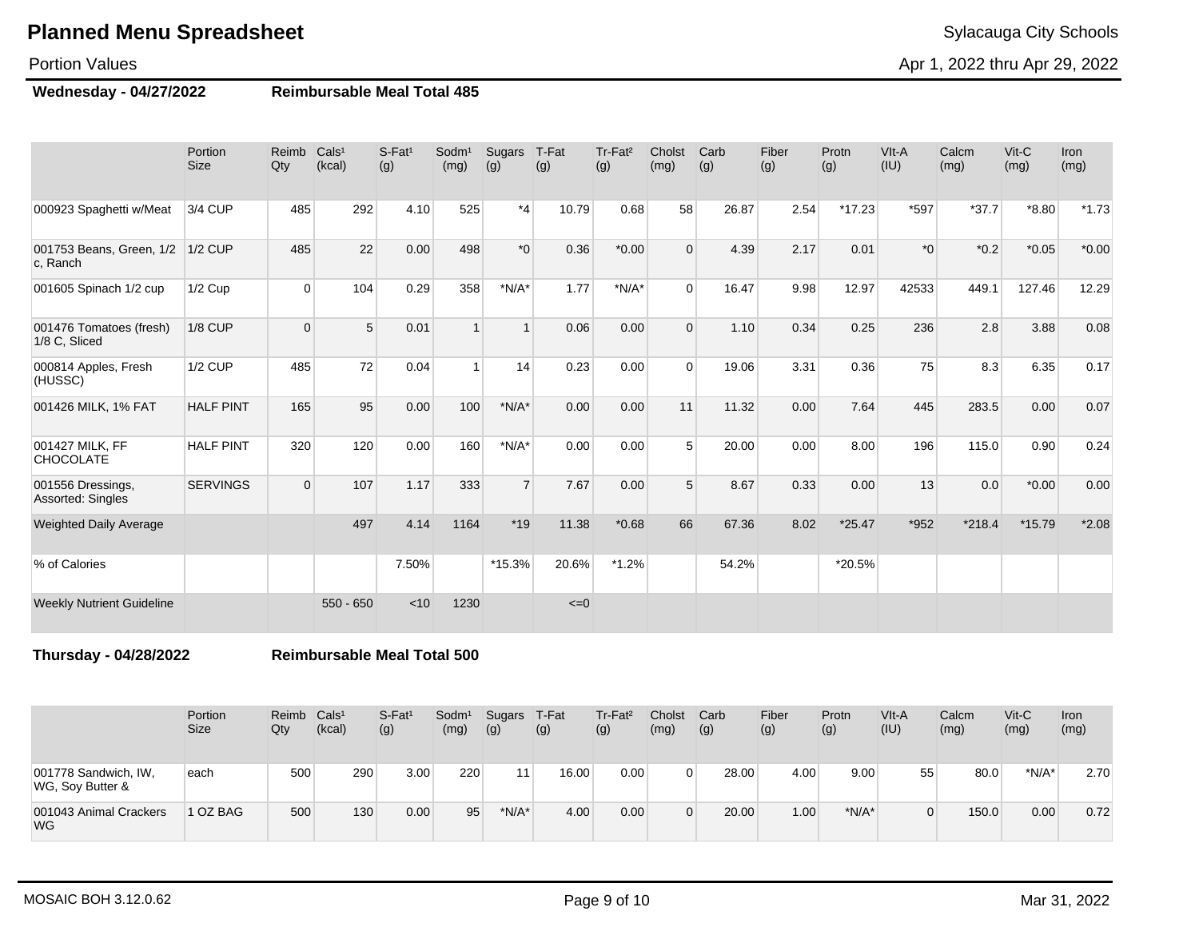# Planned Menu Spreadsheet

Sylacauga City Schools

Portion Values

Apr 1, 2022 thru Apr 29, 2022

**Wednesday - 04/27/2022** **Reimbursable Meal Total 485**

| | Portion Size | Reimb Qty | Cals¹ (kcal) | S-Fat¹ (g) | Sodm¹ (mg) | Sugars (g) | T-Fat (g) | Tr-Fat² (g) | Cholst (mg) | Carb (g) | Fiber (g) | Protn (g) | VIt-A (IU) | Calcm (mg) | Vit-C (mg) | Iron (mg) |
|---|---|---|---|---|---|---|---|---|---|---|---|---|---|---|---|---|
| 000923 Spaghetti w/Meat | 3/4 CUP | 485 | 292 | 4.10 | 525 | *4 | 10.79 | 0.68 | 58 | 26.87 | 2.54 | *17.23 | *597 | *37.7 | *8.80 | *1.73 |
| 001753 Beans, Green, 1/2 c, Ranch | 1/2 CUP | 485 | 22 | 0.00 | 498 | *0 | 0.36 | *0.00 | 0 | 4.39 | 2.17 | 0.01 | *0 | *0.2 | *0.05 | *0.00 |
| 001605 Spinach 1/2 cup | 1/2 Cup | 0 | 104 | 0.29 | 358 | *N/A* | 1.77 | *N/A* | 0 | 16.47 | 9.98 | 12.97 | 42533 | 449.1 | 127.46 | 12.29 |
| 001476 Tomatoes (fresh) 1/8 C, Sliced | 1/8 CUP | 0 | 5 | 0.01 | 1 | 1 | 0.06 | 0.00 | 0 | 1.10 | 0.34 | 0.25 | 236 | 2.8 | 3.88 | 0.08 |
| 000814 Apples, Fresh (HUSSC) | 1/2 CUP | 485 | 72 | 0.04 | 1 | 14 | 0.23 | 0.00 | 0 | 19.06 | 3.31 | 0.36 | 75 | 8.3 | 6.35 | 0.17 |
| 001426 MILK, 1% FAT | HALF PINT | 165 | 95 | 0.00 | 100 | *N/A* | 0.00 | 0.00 | 11 | 11.32 | 0.00 | 7.64 | 445 | 283.5 | 0.00 | 0.07 |
| 001427 MILK, FF CHOCOLATE | HALF PINT | 320 | 120 | 0.00 | 160 | *N/A* | 0.00 | 0.00 | 5 | 20.00 | 0.00 | 8.00 | 196 | 115.0 | 0.90 | 0.24 |
| 001556 Dressings, Assorted: Singles | SERVINGS | 0 | 107 | 1.17 | 333 | 7 | 7.67 | 0.00 | 5 | 8.67 | 0.33 | 0.00 | 13 | 0.0 | *0.00 | 0.00 |
| Weighted Daily Average | | | 497 | 4.14 | 1164 | *19 | 11.38 | *0.68 | 66 | 67.36 | 8.02 | *25.47 | *952 | *218.4 | *15.79 | *2.08 |
| % of Calories | | | | 7.50% | | *15.3% | 20.6% | *1.2% | | 54.2% | | *20.5% | | | | |
| Weekly Nutrient Guideline | | | 550 - 650 | <10 | 1230 | | <=0 | | | | | | | | | |

**Thursday - 04/28/2022** **Reimbursable Meal Total 500**

| | Portion Size | Reimb Qty | Cals¹ (kcal) | S-Fat¹ (g) | Sodm¹ (mg) | Sugars (g) | T-Fat (g) | Tr-Fat² (g) | Cholst (mg) | Carb (g) | Fiber (g) | Protn (g) | VIt-A (IU) | Calcm (mg) | Vit-C (mg) | Iron (mg) |
|---|---|---|---|---|---|---|---|---|---|---|---|---|---|---|---|---|
| 001778 Sandwich, IW, WG, Soy Butter & | each | 500 | 290 | 3.00 | 220 | 11 | 16.00 | 0.00 | 0 | 28.00 | 4.00 | 9.00 | 55 | 80.0 | *N/A* | 2.70 |
| 001043 Animal Crackers WG | 1 OZ BAG | 500 | 130 | 0.00 | 95 | *N/A* | 4.00 | 0.00 | 0 | 20.00 | 1.00 | *N/A* | 0 | 150.0 | 0.00 | 0.72 |

MOSAIC BOH 3.12.0.62

Mar 31, 2022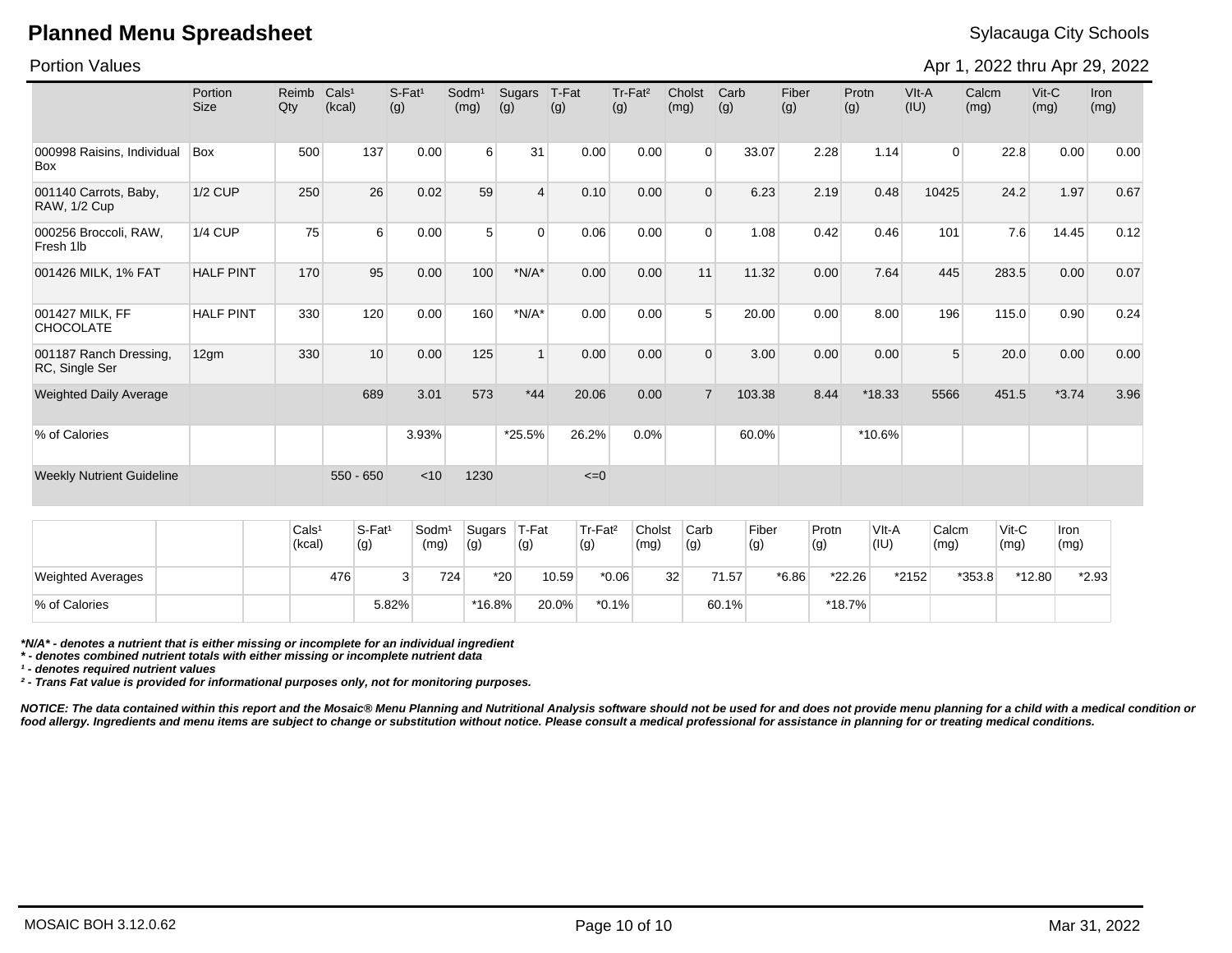# Planned Menu Spreadsheet

Sylacauga City Schools

Portion Values

Apr 1, 2022 thru Apr 29, 2022

| | Portion Size | Reimb Qty | Cals[1] (kcal) | S-Fat[1] (g) | Sodm[1] (mg) | Sugars (g) | T-Fat (g) | Tr-Fat[2] (g) | Cholst (mg) | Carb (g) | Fiber (g) | Protn (g) | Vlt-A (IU) | Calcm (mg) | Vit-C (mg) | Iron (mg) |
|---|---|---|---|---|---|---|---|---|---|---|---|---|---|---|---|---|
| 000998 Raisins, Individual Box | Box | 500 | 137 | 0.00 | 6 | 31 | 0.00 | 0.00 | 0 | 33.07 | 2.28 | 1.14 | 0 | 22.8 | 0.00 | 0.00 |
| 001140 Carrots, Baby, RAW, 1/2 Cup | 1/2 CUP | 250 | 26 | 0.02 | 59 | 4 | 0.10 | 0.00 | 0 | 6.23 | 2.19 | 0.48 | 10425 | 24.2 | 1.97 | 0.67 |
| 000256 Broccoli, RAW, Fresh 1lb | 1/4 CUP | 75 | 6 | 0.00 | 5 | 0 | 0.06 | 0.00 | 0 | 1.08 | 0.42 | 0.46 | 101 | 7.6 | 14.45 | 0.12 |
| 001426 MILK, 1% FAT | HALF PINT | 170 | 95 | 0.00 | 100 | *N/A* | 0.00 | 0.00 | 11 | 11.32 | 0.00 | 7.64 | 445 | 283.5 | 0.00 | 0.07 |
| 001427 MILK, FF CHOCOLATE | HALF PINT | 330 | 120 | 0.00 | 160 | *N/A* | 0.00 | 0.00 | 5 | 20.00 | 0.00 | 8.00 | 196 | 115.0 | 0.90 | 0.24 |
| 001187 Ranch Dressing, RC, Single Ser | 12gm | 330 | 10 | 0.00 | 125 | 1 | 0.00 | 0.00 | 0 | 3.00 | 0.00 | 0.00 | 5 | 20.0 | 0.00 | 0.00 |
| Weighted Daily Average | | | 689 | 3.01 | 573 | *44 | 20.06 | 0.00 | 7 | 103.38 | 8.44 | *18.33 | 5566 | 451.5 | *3.74 | 3.96 |
| % of Calories | | | | 3.93% | | *25.5% | 26.2% | 0.0% | | 60.0% | | *10.6% | | | | |
| Weekly Nutrient Guideline | | | 550 - 650 | <10 | 1230 | | <=0 | | | | | | | | | |

| | | | Cals[1] (kcal) | S-Fat[1] (g) | Sodm[1] (mg) | Sugars (g) | T-Fat (g) | Tr-Fat[2] (g) | Cholst (mg) | Carb (g) | Fiber (g) | Protn (g) | Vlt-A (IU) | Calcm (mg) | Vit-C (mg) | Iron (mg) |
|---|---|---|---|---|---|---|---|---|---|---|---|---|---|---|---|---|
| Weighted Averages | | | 476 | 3 | 724 | *20 | 10.59 | *0.06 | 32 | 71.57 | *6.86 | *22.26 | *2152 | *353.8 | *12.80 | *2.93 |
| % of Calories | | | | 5.82% | | *16.8% | 20.0% | *0.1% | | 60.1% | | *18.7% | | | | |

***N/A* - denotes a nutrient that is either missing or incomplete for an individual ingredient**

***\* - denotes combined nutrient totals with either missing or incomplete nutrient data***

***[1] - denotes required nutrient values***

***[2] - Trans Fat value is provided for informational purposes only, not for monitoring purposes.***

***NOTICE: The data contained within this report and the Mosaic® Menu Planning and Nutritional Analysis software should not be used for and does not provide menu planning for a child with a medical condition or food allergy. Ingredients and menu items are subject to change or substitution without notice. Please consult a medical professional for assistance in planning for or treating medical conditions.***

MOSAIC BOH 3.12.0.62

Mar 31, 2022